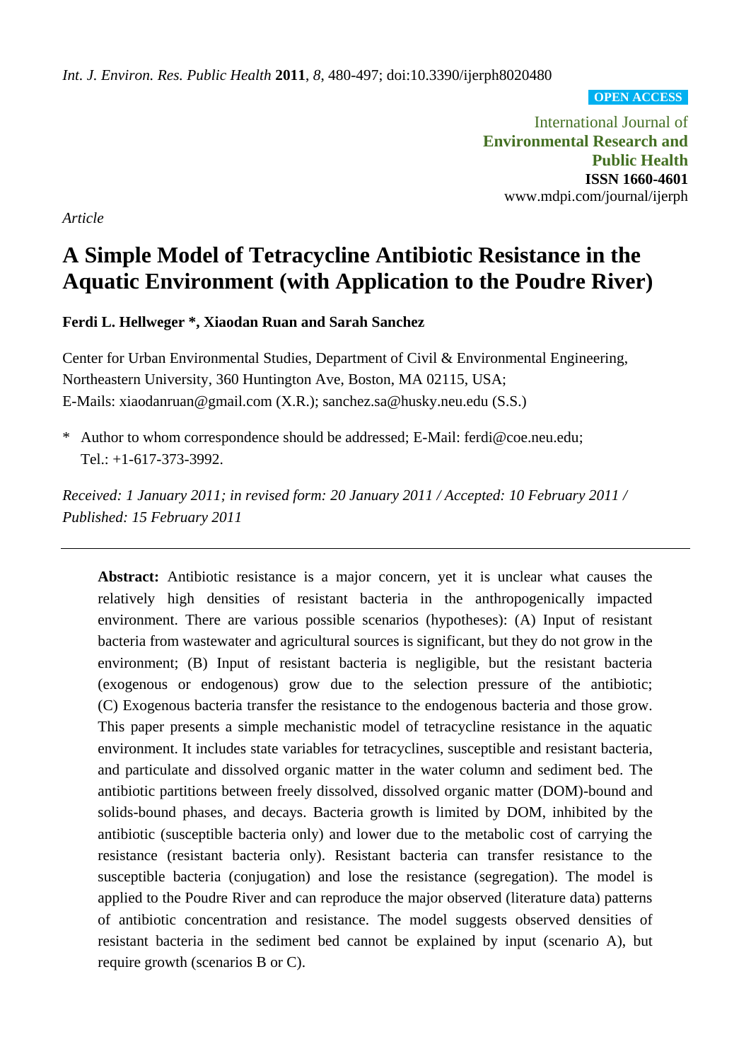*Int. J. Environ. Res. Public Health* **2011**, *8*, 480-497; doi:10.3390/ijerph8020480

**OPEN ACCESS**

International Journal of
**Environmental Research and Public Health**
**ISSN 1660-4601**
www.mdpi.com/journal/ijerph

*Article*

# A Simple Model of Tetracycline Antibiotic Resistance in the Aquatic Environment (with Application to the Poudre River)

**Ferdi L. Hellweger \*, Xiaodan Ruan and Sarah Sanchez**

Center for Urban Environmental Studies, Department of Civil & Environmental Engineering, Northeastern University, 360 Huntington Ave, Boston, MA 02115, USA; E-Mails: xiaodanruan@gmail.com (X.R.); sanchez.sa@husky.neu.edu (S.S.)

\* Author to whom correspondence should be addressed; E-Mail: ferdi@coe.neu.edu; Tel.: +1-617-373-3992.

*Received: 1 January 2011; in revised form: 20 January 2011 / Accepted: 10 February 2011 / Published: 15 February 2011*

---

**Abstract:** Antibiotic resistance is a major concern, yet it is unclear what causes the relatively high densities of resistant bacteria in the anthropogenically impacted environment. There are various possible scenarios (hypotheses): (A) Input of resistant bacteria from wastewater and agricultural sources is significant, but they do not grow in the environment; (B) Input of resistant bacteria is negligible, but the resistant bacteria (exogenous or endogenous) grow due to the selection pressure of the antibiotic; (C) Exogenous bacteria transfer the resistance to the endogenous bacteria and those grow. This paper presents a simple mechanistic model of tetracycline resistance in the aquatic environment. It includes state variables for tetracyclines, susceptible and resistant bacteria, and particulate and dissolved organic matter in the water column and sediment bed. The antibiotic partitions between freely dissolved, dissolved organic matter (DOM)-bound and solids-bound phases, and decays. Bacteria growth is limited by DOM, inhibited by the antibiotic (susceptible bacteria only) and lower due to the metabolic cost of carrying the resistance (resistant bacteria only). Resistant bacteria can transfer resistance to the susceptible bacteria (conjugation) and lose the resistance (segregation). The model is applied to the Poudre River and can reproduce the major observed (literature data) patterns of antibiotic concentration and resistance. The model suggests observed densities of resistant bacteria in the sediment bed cannot be explained by input (scenario A), but require growth (scenarios B or C).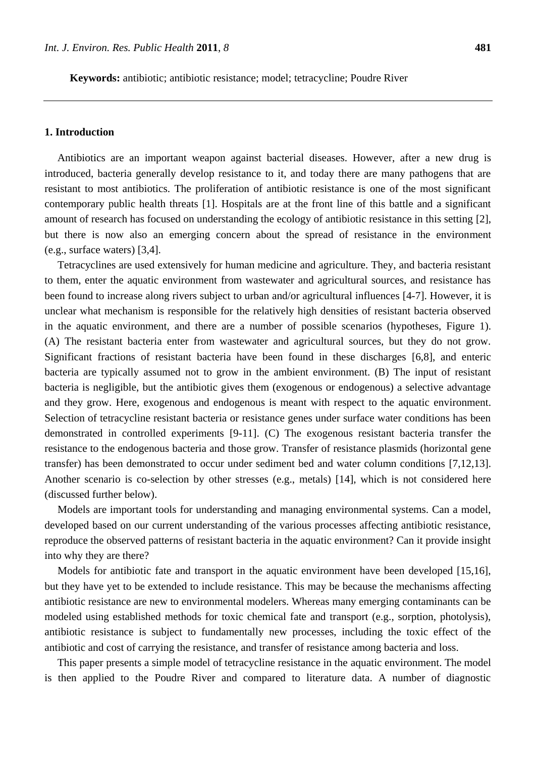**Keywords:** antibiotic; antibiotic resistance; model; tetracycline; Poudre River

## 1. Introduction

Antibiotics are an important weapon against bacterial diseases. However, after a new drug is introduced, bacteria generally develop resistance to it, and today there are many pathogens that are resistant to most antibiotics. The proliferation of antibiotic resistance is one of the most significant contemporary public health threats [1]. Hospitals are at the front line of this battle and a significant amount of research has focused on understanding the ecology of antibiotic resistance in this setting [2], but there is now also an emerging concern about the spread of resistance in the environment (e.g., surface waters) [3,4].

Tetracyclines are used extensively for human medicine and agriculture. They, and bacteria resistant to them, enter the aquatic environment from wastewater and agricultural sources, and resistance has been found to increase along rivers subject to urban and/or agricultural influences [4-7]. However, it is unclear what mechanism is responsible for the relatively high densities of resistant bacteria observed in the aquatic environment, and there are a number of possible scenarios (hypotheses, Figure 1). (A) The resistant bacteria enter from wastewater and agricultural sources, but they do not grow. Significant fractions of resistant bacteria have been found in these discharges [6,8], and enteric bacteria are typically assumed not to grow in the ambient environment. (B) The input of resistant bacteria is negligible, but the antibiotic gives them (exogenous or endogenous) a selective advantage and they grow. Here, exogenous and endogenous is meant with respect to the aquatic environment. Selection of tetracycline resistant bacteria or resistance genes under surface water conditions has been demonstrated in controlled experiments [9-11]. (C) The exogenous resistant bacteria transfer the resistance to the endogenous bacteria and those grow. Transfer of resistance plasmids (horizontal gene transfer) has been demonstrated to occur under sediment bed and water column conditions [7,12,13]. Another scenario is co-selection by other stresses (e.g., metals) [14], which is not considered here (discussed further below).

Models are important tools for understanding and managing environmental systems. Can a model, developed based on our current understanding of the various processes affecting antibiotic resistance, reproduce the observed patterns of resistant bacteria in the aquatic environment? Can it provide insight into why they are there?

Models for antibiotic fate and transport in the aquatic environment have been developed [15,16], but they have yet to be extended to include resistance. This may be because the mechanisms affecting antibiotic resistance are new to environmental modelers. Whereas many emerging contaminants can be modeled using established methods for toxic chemical fate and transport (e.g., sorption, photolysis), antibiotic resistance is subject to fundamentally new processes, including the toxic effect of the antibiotic and cost of carrying the resistance, and transfer of resistance among bacteria and loss.

This paper presents a simple model of tetracycline resistance in the aquatic environment. The model is then applied to the Poudre River and compared to literature data. A number of diagnostic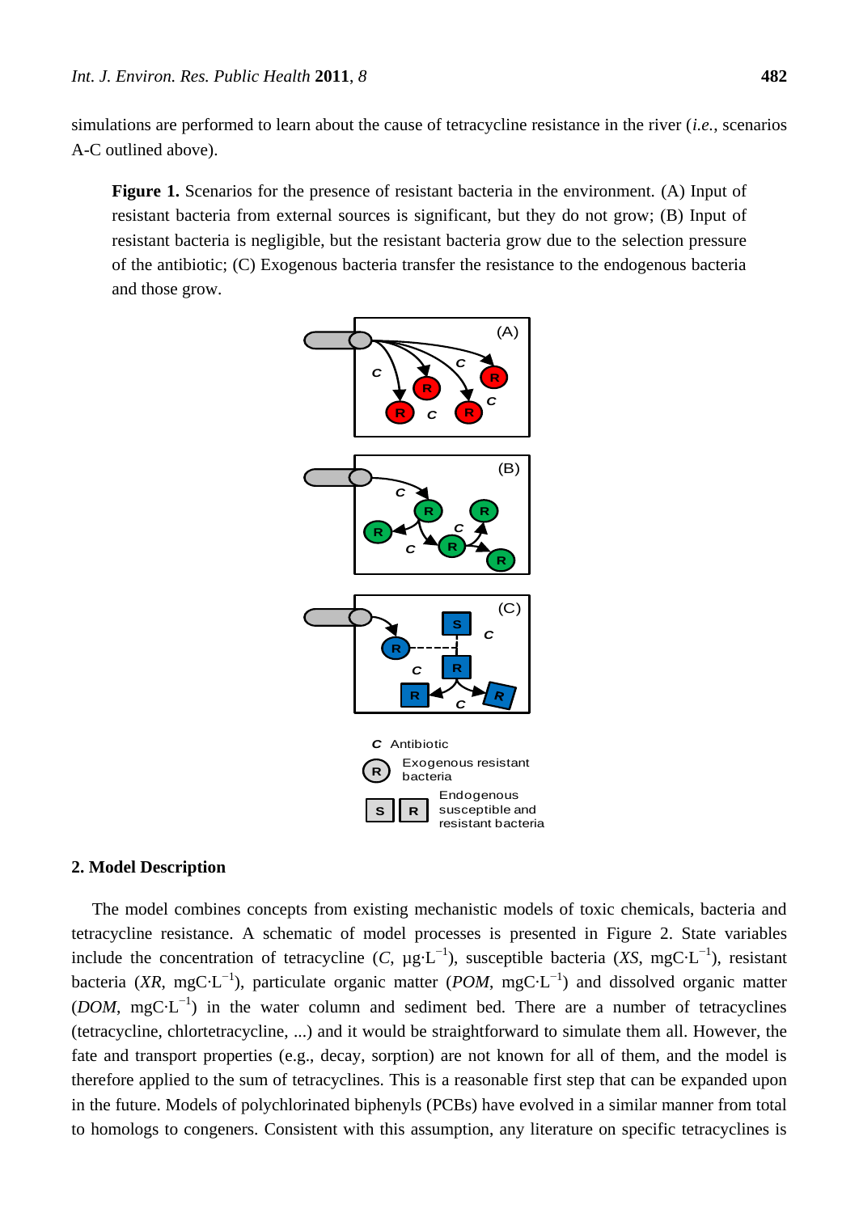simulations are performed to learn about the cause of tetracycline resistance in the river (*i.e.*, scenarios A-C outlined above).

**Figure 1.** Scenarios for the presence of resistant bacteria in the environment. (A) Input of resistant bacteria from external sources is significant, but they do not grow; (B) Input of resistant bacteria is negligible, but the resistant bacteria grow due to the selection pressure of the antibiotic; (C) Exogenous bacteria transfer the resistance to the endogenous bacteria and those grow.

## 2. Model Description

The model combines concepts from existing mechanistic models of toxic chemicals, bacteria and tetracycline resistance. A schematic of model processes is presented in Figure 2. State variables include the concentration of tetracycline (*C*, $\mu g \cdot L^{-1}$), susceptible bacteria (*XS*, $mgC \cdot L^{-1}$), resistant bacteria (*XR*, $mgC \cdot L^{-1}$), particulate organic matter (*POM*, $mgC \cdot L^{-1}$) and dissolved organic matter (*DOM*, $mgC \cdot L^{-1}$) in the water column and sediment bed. There are a number of tetracyclines (tetracycline, chlortetracycline, ...) and it would be straightforward to simulate them all. However, the fate and transport properties (e.g., decay, sorption) are not known for all of them, and the model is therefore applied to the sum of tetracyclines. This is a reasonable first step that can be expanded upon in the future. Models of polychlorinated biphenyls (PCBs) have evolved in a similar manner from total to homologs to congeners. Consistent with this assumption, any literature on specific tetracyclines is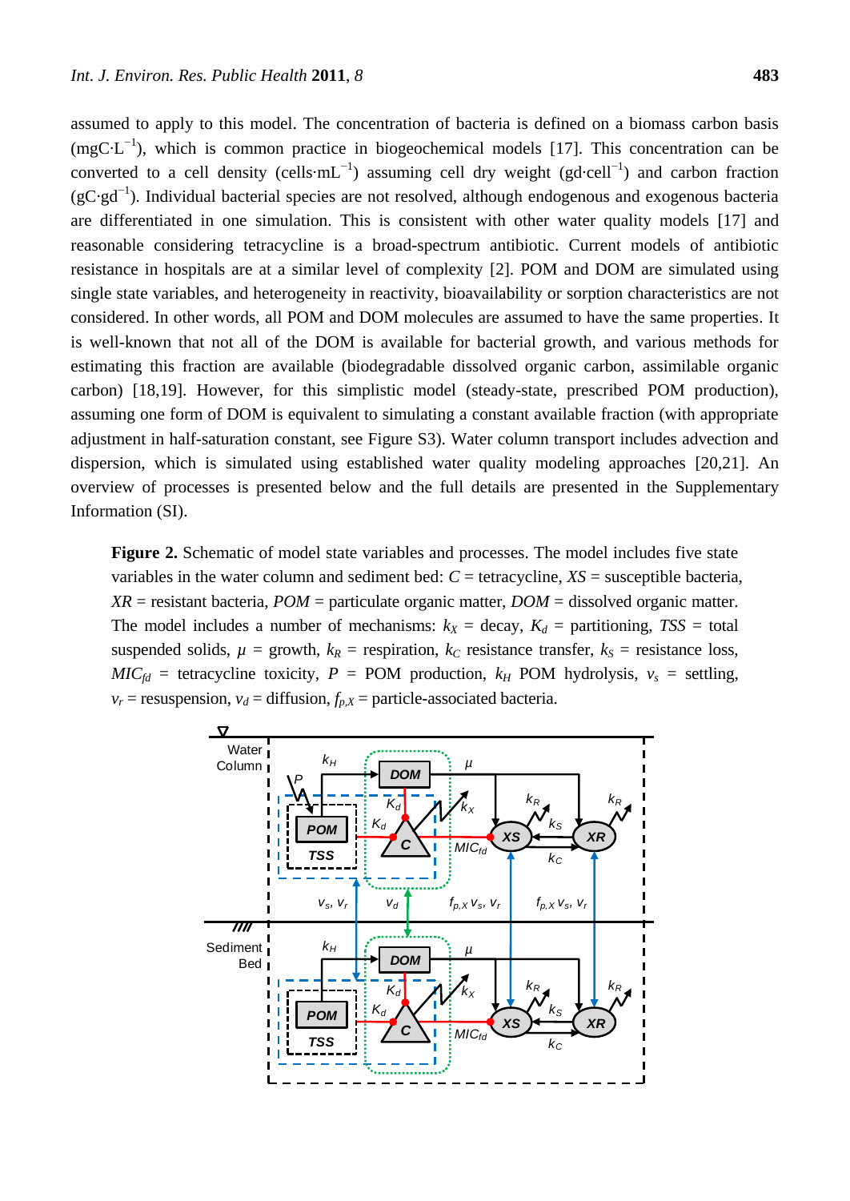assumed to apply to this model. The concentration of bacteria is defined on a biomass carbon basis ($mgC{\cdot}L^{-1}$), which is common practice in biogeochemical models [17]. This concentration can be converted to a cell density ($cells{\cdot}mL^{-1}$) assuming cell dry weight ($gd{\cdot}cell^{-1}$) and carbon fraction ($gC{\cdot}gd^{-1}$). Individual bacterial species are not resolved, although endogenous and exogenous bacteria are differentiated in one simulation. This is consistent with other water quality models [17] and reasonable considering tetracycline is a broad-spectrum antibiotic. Current models of antibiotic resistance in hospitals are at a similar level of complexity [2]. POM and DOM are simulated using single state variables, and heterogeneity in reactivity, bioavailability or sorption characteristics are not considered. In other words, all POM and DOM molecules are assumed to have the same properties. It is well-known that not all of the DOM is available for bacterial growth, and various methods for estimating this fraction are available (biodegradable dissolved organic carbon, assimilable organic carbon) [18,19]. However, for this simplistic model (steady-state, prescribed POM production), assuming one form of DOM is equivalent to simulating a constant available fraction (with appropriate adjustment in half-saturation constant, see Figure S3). Water column transport includes advection and dispersion, which is simulated using established water quality modeling approaches [20,21]. An overview of processes is presented below and the full details are presented in the Supplementary Information (SI).

**Figure 2.** Schematic of model state variables and processes. The model includes five state variables in the water column and sediment bed: $C$ = tetracycline, $XS$ = susceptible bacteria, $XR$ = resistant bacteria, $POM$ = particulate organic matter, $DOM$ = dissolved organic matter. The model includes a number of mechanisms: $k_X$ = decay, $K_d$ = partitioning, $TSS$ = total suspended solids, $\mu$ = growth, $k_R$ = respiration, $k_C$ resistance transfer, $k_S$ = resistance loss, $MIC_{fd}$ = tetracycline toxicity, $P$ = POM production, $k_H$ POM hydrolysis, $v_s$ = settling, $v_r$ = resuspension, $v_d$ = diffusion, $f_{p,X}$ = particle-associated bacteria.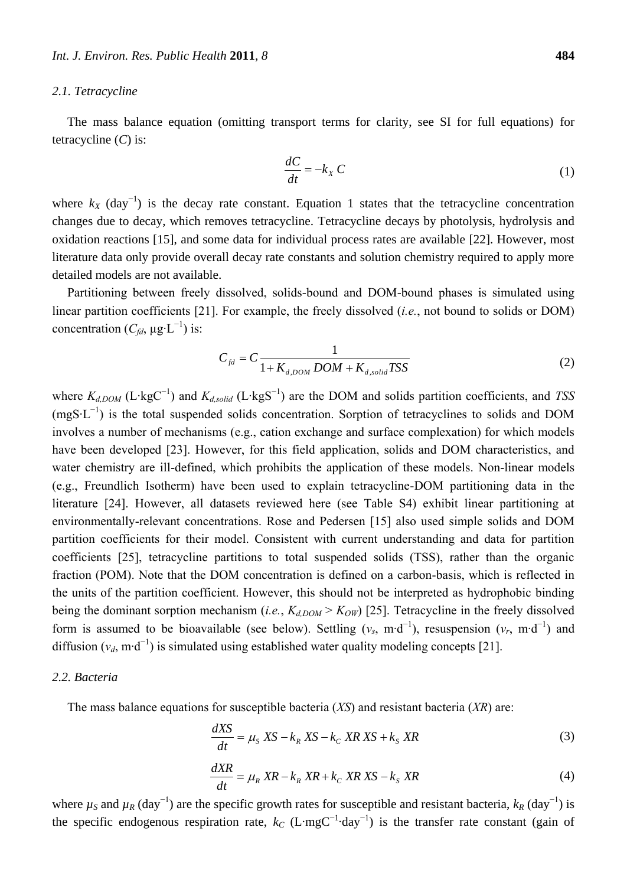### 2.1. Tetracycline

The mass balance equation (omitting transport terms for clarity, see SI for full equations) for tetracycline ($C$) is:

$$\frac{dC}{dt} = -k_X \, C \tag{1}$$

where $k_X$ (day$^{-1}$) is the decay rate constant. Equation 1 states that the tetracycline concentration changes due to decay, which removes tetracycline. Tetracycline decays by photolysis, hydrolysis and oxidation reactions [15], and some data for individual process rates are available [22]. However, most literature data only provide overall decay rate constants and solution chemistry required to apply more detailed models are not available.

Partitioning between freely dissolved, solids-bound and DOM-bound phases is simulated using linear partition coefficients [21]. For example, the freely dissolved (*i.e.*, not bound to solids or DOM) concentration ($C_{fd}$, μg·L$^{-1}$) is:

$$C_{fd} = C \frac{1}{1 + K_{d,DOM} \, DOM + K_{d,solid} TSS} \tag{2}$$

where $K_{d,DOM}$ (L·kgC$^{-1}$) and $K_{d,solid}$ (L·kgS$^{-1}$) are the DOM and solids partition coefficients, and $TSS$ (mgS·L$^{-1}$) is the total suspended solids concentration. Sorption of tetracyclines to solids and DOM involves a number of mechanisms (e.g., cation exchange and surface complexation) for which models have been developed [23]. However, for this field application, solids and DOM characteristics, and water chemistry are ill-defined, which prohibits the application of these models. Non-linear models (e.g., Freundlich Isotherm) have been used to explain tetracycline-DOM partitioning data in the literature [24]. However, all datasets reviewed here (see Table S4) exhibit linear partitioning at environmentally-relevant concentrations. Rose and Pedersen [15] also used simple solids and DOM partition coefficients for their model. Consistent with current understanding and data for partition coefficients [25], tetracycline partitions to total suspended solids (TSS), rather than the organic fraction (POM). Note that the DOM concentration is defined on a carbon-basis, which is reflected in the units of the partition coefficient. However, this should not be interpreted as hydrophobic binding being the dominant sorption mechanism (*i.e.*, $K_{d,DOM} > K_{OW}$) [25]. Tetracycline in the freely dissolved form is assumed to be bioavailable (see below). Settling ($v_s$, m·d$^{-1}$), resuspension ($v_r$, m·d$^{-1}$) and diffusion ($v_d$, m·d$^{-1}$) is simulated using established water quality modeling concepts [21].

### 2.2. Bacteria

The mass balance equations for susceptible bacteria ($XS$) and resistant bacteria ($XR$) are:

$$\frac{dXS}{dt} = \mu_S \, XS - k_R \, XS - k_C \, XR \, XS + k_S \, XR \tag{3}$$

$$\frac{dXR}{dt} = \mu_R \, XR - k_R \, XR + k_C \, XR \, XS - k_S \, XR \tag{4}$$

where $\mu_S$ and $\mu_R$ (day$^{-1}$) are the specific growth rates for susceptible and resistant bacteria, $k_R$ (day$^{-1}$) is the specific endogenous respiration rate, $k_C$ (L·mgC$^{-1}$·day$^{-1}$) is the transfer rate constant (gain of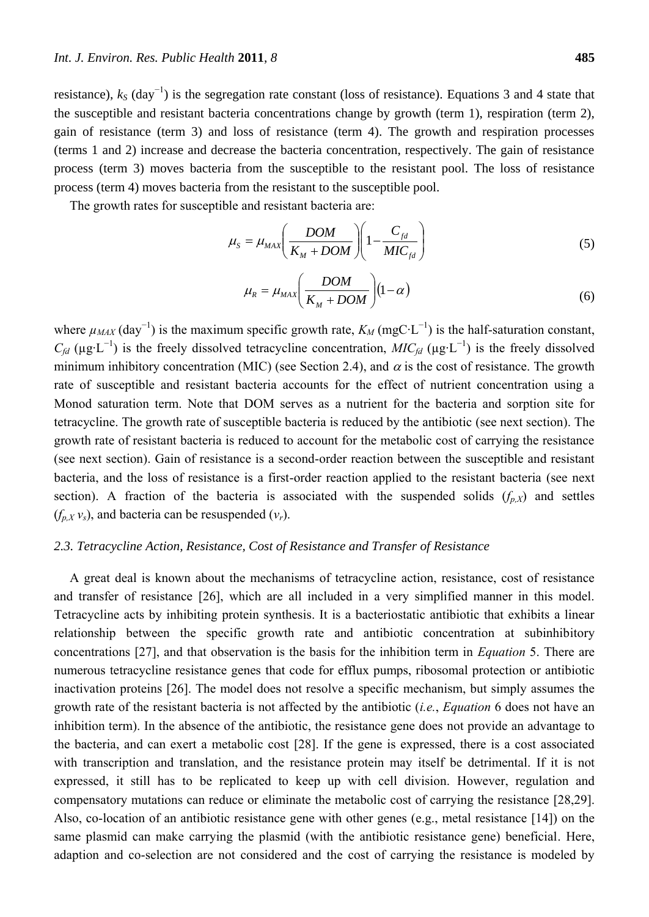resistance), $k_S$ (day$^{-1}$) is the segregation rate constant (loss of resistance). Equations 3 and 4 state that the susceptible and resistant bacteria concentrations change by growth (term 1), respiration (term 2), gain of resistance (term 3) and loss of resistance (term 4). The growth and respiration processes (terms 1 and 2) increase and decrease the bacteria concentration, respectively. The gain of resistance process (term 3) moves bacteria from the susceptible to the resistant pool. The loss of resistance process (term 4) moves bacteria from the resistant to the susceptible pool.

The growth rates for susceptible and resistant bacteria are:

$$\mu_S = \mu_{MAX}\left(\frac{DOM}{K_M + DOM}\right)\left(1 - \frac{C_{fd}}{MIC_{fd}}\right) \tag{5}$$

$$\mu_R = \mu_{MAX}\left(\frac{DOM}{K_M + DOM}\right)(1 - \alpha) \tag{6}$$

where $\mu_{MAX}$ (day$^{-1}$) is the maximum specific growth rate, $K_M$ (mgC·L$^{-1}$) is the half-saturation constant, $C_{fd}$ (μg·L$^{-1}$) is the freely dissolved tetracycline concentration, $MIC_{fd}$ (μg·L$^{-1}$) is the freely dissolved minimum inhibitory concentration (MIC) (see Section 2.4), and $\alpha$ is the cost of resistance. The growth rate of susceptible and resistant bacteria accounts for the effect of nutrient concentration using a Monod saturation term. Note that DOM serves as a nutrient for the bacteria and sorption site for tetracycline. The growth rate of susceptible bacteria is reduced by the antibiotic (see next section). The growth rate of resistant bacteria is reduced to account for the metabolic cost of carrying the resistance (see next section). Gain of resistance is a second-order reaction between the susceptible and resistant bacteria, and the loss of resistance is a first-order reaction applied to the resistant bacteria (see next section). A fraction of the bacteria is associated with the suspended solids ($f_{p,X}$) and settles ($f_{p,X}\, v_s$), and bacteria can be resuspended ($v_r$).

### 2.3. Tetracycline Action, Resistance, Cost of Resistance and Transfer of Resistance

A great deal is known about the mechanisms of tetracycline action, resistance, cost of resistance and transfer of resistance [26], which are all included in a very simplified manner in this model. Tetracycline acts by inhibiting protein synthesis. It is a bacteriostatic antibiotic that exhibits a linear relationship between the specific growth rate and antibiotic concentration at subinhibitory concentrations [27], and that observation is the basis for the inhibition term in *Equation* 5. There are numerous tetracycline resistance genes that code for efflux pumps, ribosomal protection or antibiotic inactivation proteins [26]. The model does not resolve a specific mechanism, but simply assumes the growth rate of the resistant bacteria is not affected by the antibiotic (*i.e.*, *Equation* 6 does not have an inhibition term). In the absence of the antibiotic, the resistance gene does not provide an advantage to the bacteria, and can exert a metabolic cost [28]. If the gene is expressed, there is a cost associated with transcription and translation, and the resistance protein may itself be detrimental. If it is not expressed, it still has to be replicated to keep up with cell division. However, regulation and compensatory mutations can reduce or eliminate the metabolic cost of carrying the resistance [28,29]. Also, co-location of an antibiotic resistance gene with other genes (e.g., metal resistance [14]) on the same plasmid can make carrying the plasmid (with the antibiotic resistance gene) beneficial. Here, adaption and co-selection are not considered and the cost of carrying the resistance is modeled by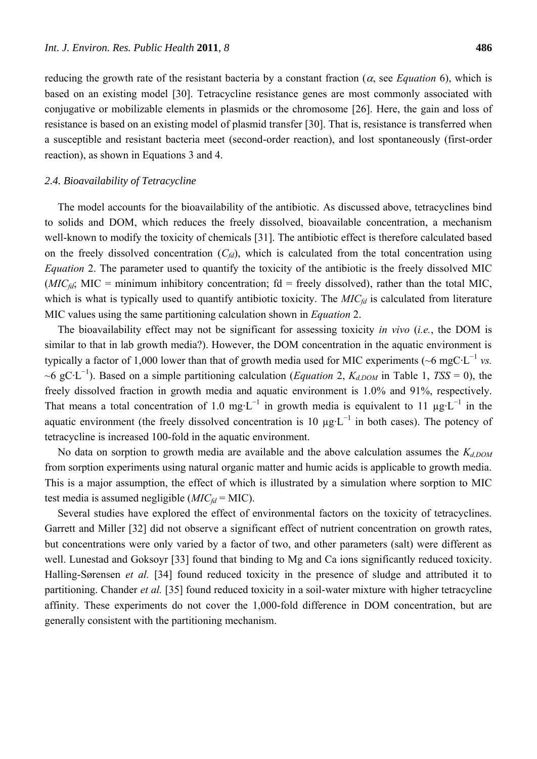reducing the growth rate of the resistant bacteria by a constant fraction ($\alpha$, see *Equation* 6), which is based on an existing model [30]. Tetracycline resistance genes are most commonly associated with conjugative or mobilizable elements in plasmids or the chromosome [26]. Here, the gain and loss of resistance is based on an existing model of plasmid transfer [30]. That is, resistance is transferred when a susceptible and resistant bacteria meet (second-order reaction), and lost spontaneously (first-order reaction), as shown in Equations 3 and 4.

### *2.4. Bioavailability of Tetracycline*

The model accounts for the bioavailability of the antibiotic. As discussed above, tetracyclines bind to solids and DOM, which reduces the freely dissolved, bioavailable concentration, a mechanism well-known to modify the toxicity of chemicals [31]. The antibiotic effect is therefore calculated based on the freely dissolved concentration ($C_{fd}$), which is calculated from the total concentration using *Equation* 2. The parameter used to quantify the toxicity of the antibiotic is the freely dissolved MIC ($MIC_{fd}$; MIC = minimum inhibitory concentration; fd = freely dissolved), rather than the total MIC, which is what is typically used to quantify antibiotic toxicity. The $MIC_{fd}$ is calculated from literature MIC values using the same partitioning calculation shown in *Equation* 2.

The bioavailability effect may not be significant for assessing toxicity *in vivo* (*i.e.*, the DOM is similar to that in lab growth media?). However, the DOM concentration in the aquatic environment is typically a factor of 1,000 lower than that of growth media used for MIC experiments (~6 $mgC{\cdot}L^{-1}$ *vs.* ~6 $gC{\cdot}L^{-1}$). Based on a simple partitioning calculation (*Equation* 2, $K_{d,DOM}$ in Table 1, $TSS = 0$), the freely dissolved fraction in growth media and aquatic environment is 1.0% and 91%, respectively. That means a total concentration of 1.0 $mg{\cdot}L^{-1}$ in growth media is equivalent to 11 $\mu g{\cdot}L^{-1}$ in the aquatic environment (the freely dissolved concentration is 10 $\mu g{\cdot}L^{-1}$ in both cases). The potency of tetracycline is increased 100-fold in the aquatic environment.

No data on sorption to growth media are available and the above calculation assumes the $K_{d,DOM}$ from sorption experiments using natural organic matter and humic acids is applicable to growth media. This is a major assumption, the effect of which is illustrated by a simulation where sorption to MIC test media is assumed negligible ($MIC_{fd}$ = MIC).

Several studies have explored the effect of environmental factors on the toxicity of tetracyclines. Garrett and Miller [32] did not observe a significant effect of nutrient concentration on growth rates, but concentrations were only varied by a factor of two, and other parameters (salt) were different as well. Lunestad and Goksoyr [33] found that binding to Mg and Ca ions significantly reduced toxicity. Halling-Sørensen *et al.* [34] found reduced toxicity in the presence of sludge and attributed it to partitioning. Chander *et al.* [35] found reduced toxicity in a soil-water mixture with higher tetracycline affinity. These experiments do not cover the 1,000-fold difference in DOM concentration, but are generally consistent with the partitioning mechanism.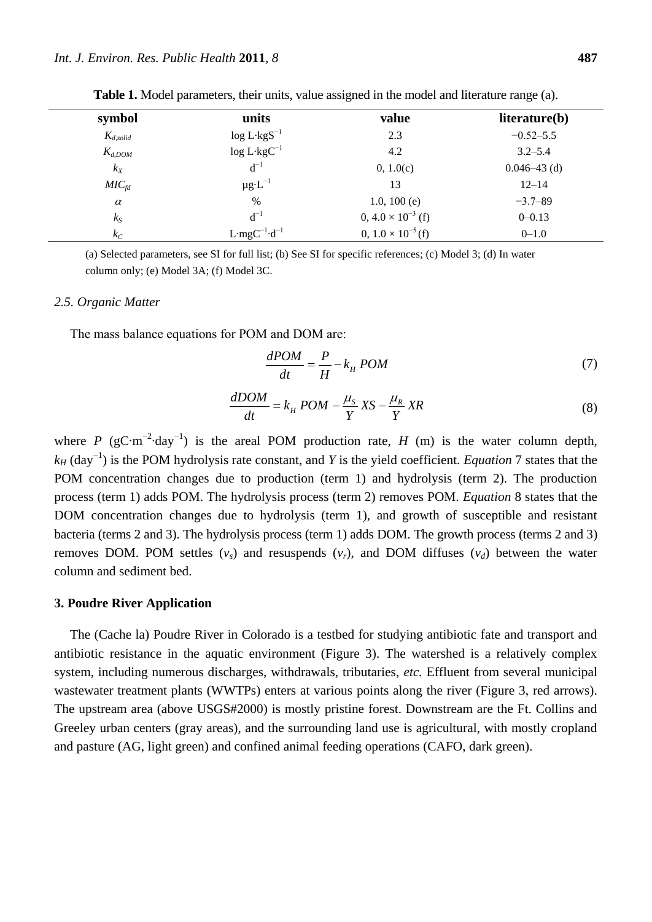**Table 1.** Model parameters, their units, value assigned in the model and literature range (a).

| symbol | units | value | literature(b) |
| --- | --- | --- | --- |
| $K_{d,solid}$ | $\log L \cdot kgS^{-1}$ | 2.3 | −0.52–5.5 |
| $K_{d,DOM}$ | $\log L \cdot kgC^{-1}$ | 4.2 | 3.2–5.4 |
| $k_X$ | $d^{-1}$ | 0, 1.0(c) | 0.046–43 (d) |
| $MIC_{fd}$ | $\mu g \cdot L^{-1}$ | 13 | 12–14 |
| $\alpha$ | % | 1.0, 100 (e) | −3.7–89 |
| $k_S$ | $d^{-1}$ | 0, $4.0 \times 10^{-3}$ (f) | 0–0.13 |
| $k_C$ | $L \cdot mgC^{-1} \cdot d^{-1}$ | 0, $1.0 \times 10^{-5}$ (f) | 0–1.0 |

(a) Selected parameters, see SI for full list; (b) See SI for specific references; (c) Model 3; (d) In water column only; (e) Model 3A; (f) Model 3C.

### 2.5. Organic Matter

The mass balance equations for POM and DOM are:

$$\frac{dPOM}{dt} = \frac{P}{H} - k_H \, POM \tag{7}$$

$$\frac{dDOM}{dt} = k_H \, POM - \frac{\mu_S}{Y} XS - \frac{\mu_R}{Y} XR \tag{8}$$

where $P$ ($gC \cdot m^{-2} \cdot day^{-1}$) is the areal POM production rate, $H$ (m) is the water column depth, $k_H$ ($day^{-1}$) is the POM hydrolysis rate constant, and $Y$ is the yield coefficient. *Equation* 7 states that the POM concentration changes due to production (term 1) and hydrolysis (term 2). The production process (term 1) adds POM. The hydrolysis process (term 2) removes POM. *Equation* 8 states that the DOM concentration changes due to hydrolysis (term 1), and growth of susceptible and resistant bacteria (terms 2 and 3). The hydrolysis process (term 1) adds DOM. The growth process (terms 2 and 3) removes DOM. POM settles ($v_s$) and resuspends ($v_r$), and DOM diffuses ($v_d$) between the water column and sediment bed.

## 3. Poudre River Application

The (Cache la) Poudre River in Colorado is a testbed for studying antibiotic fate and transport and antibiotic resistance in the aquatic environment (Figure 3). The watershed is a relatively complex system, including numerous discharges, withdrawals, tributaries, *etc.* Effluent from several municipal wastewater treatment plants (WWTPs) enters at various points along the river (Figure 3, red arrows). The upstream area (above USGS#2000) is mostly pristine forest. Downstream are the Ft. Collins and Greeley urban centers (gray areas), and the surrounding land use is agricultural, with mostly cropland and pasture (AG, light green) and confined animal feeding operations (CAFO, dark green).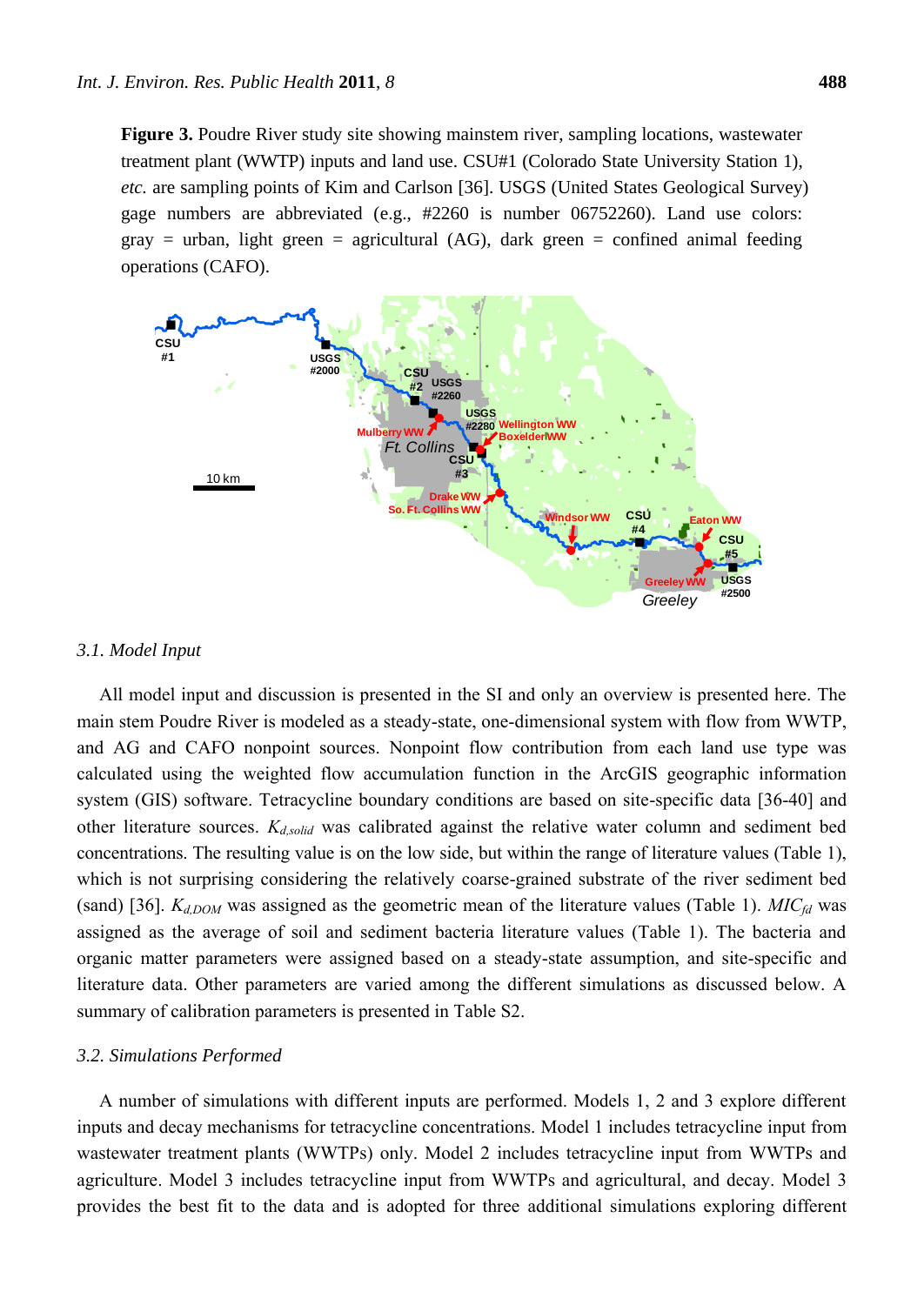**Figure 3.** Poudre River study site showing mainstem river, sampling locations, wastewater treatment plant (WWTP) inputs and land use. CSU#1 (Colorado State University Station 1), *etc.* are sampling points of Kim and Carlson [36]. USGS (United States Geological Survey) gage numbers are abbreviated (e.g., #2260 is number 06752260). Land use colors: gray = urban, light green = agricultural (AG), dark green = confined animal feeding operations (CAFO).

### 3.1. Model Input

All model input and discussion is presented in the SI and only an overview is presented here. The main stem Poudre River is modeled as a steady-state, one-dimensional system with flow from WWTP, and AG and CAFO nonpoint sources. Nonpoint flow contribution from each land use type was calculated using the weighted flow accumulation function in the ArcGIS geographic information system (GIS) software. Tetracycline boundary conditions are based on site-specific data [36-40] and other literature sources. $K_{d,solid}$ was calibrated against the relative water column and sediment bed concentrations. The resulting value is on the low side, but within the range of literature values (Table 1), which is not surprising considering the relatively coarse-grained substrate of the river sediment bed (sand) [36]. $K_{d,DOM}$ was assigned as the geometric mean of the literature values (Table 1). $MIC_{fd}$ was assigned as the average of soil and sediment bacteria literature values (Table 1). The bacteria and organic matter parameters were assigned based on a steady-state assumption, and site-specific and literature data. Other parameters are varied among the different simulations as discussed below. A summary of calibration parameters is presented in Table S2.

### 3.2. Simulations Performed

A number of simulations with different inputs are performed. Models 1, 2 and 3 explore different inputs and decay mechanisms for tetracycline concentrations. Model 1 includes tetracycline input from wastewater treatment plants (WWTPs) only. Model 2 includes tetracycline input from WWTPs and agriculture. Model 3 includes tetracycline input from WWTPs and agricultural, and decay. Model 3 provides the best fit to the data and is adopted for three additional simulations exploring different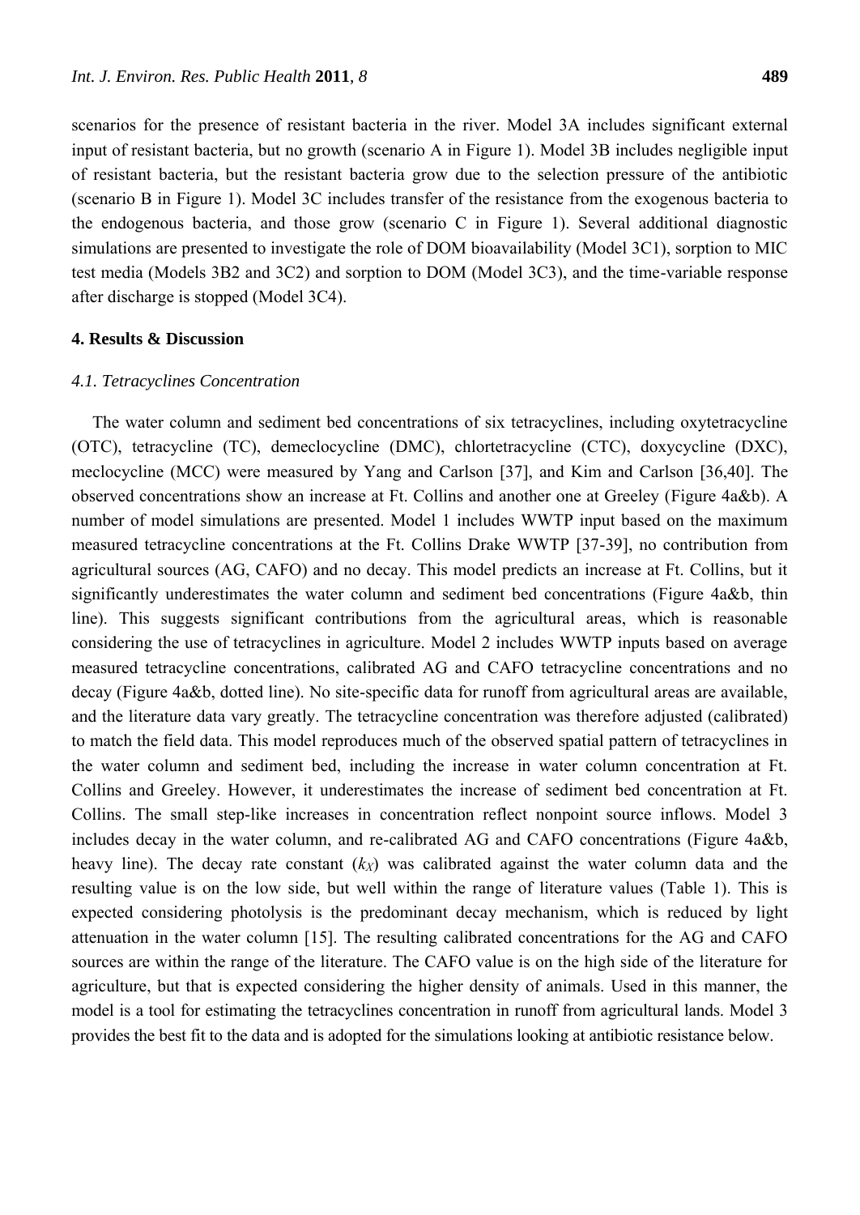scenarios for the presence of resistant bacteria in the river. Model 3A includes significant external input of resistant bacteria, but no growth (scenario A in Figure 1). Model 3B includes negligible input of resistant bacteria, but the resistant bacteria grow due to the selection pressure of the antibiotic (scenario B in Figure 1). Model 3C includes transfer of the resistance from the exogenous bacteria to the endogenous bacteria, and those grow (scenario C in Figure 1). Several additional diagnostic simulations are presented to investigate the role of DOM bioavailability (Model 3C1), sorption to MIC test media (Models 3B2 and 3C2) and sorption to DOM (Model 3C3), and the time-variable response after discharge is stopped (Model 3C4).

## 4. Results & Discussion

### 4.1. Tetracyclines Concentration

The water column and sediment bed concentrations of six tetracyclines, including oxytetracycline (OTC), tetracycline (TC), demeclocycline (DMC), chlortetracycline (CTC), doxycycline (DXC), meclocycline (MCC) were measured by Yang and Carlson [37], and Kim and Carlson [36,40]. The observed concentrations show an increase at Ft. Collins and another one at Greeley (Figure 4a&b). A number of model simulations are presented. Model 1 includes WWTP input based on the maximum measured tetracycline concentrations at the Ft. Collins Drake WWTP [37-39], no contribution from agricultural sources (AG, CAFO) and no decay. This model predicts an increase at Ft. Collins, but it significantly underestimates the water column and sediment bed concentrations (Figure 4a&b, thin line). This suggests significant contributions from the agricultural areas, which is reasonable considering the use of tetracyclines in agriculture. Model 2 includes WWTP inputs based on average measured tetracycline concentrations, calibrated AG and CAFO tetracycline concentrations and no decay (Figure 4a&b, dotted line). No site-specific data for runoff from agricultural areas are available, and the literature data vary greatly. The tetracycline concentration was therefore adjusted (calibrated) to match the field data. This model reproduces much of the observed spatial pattern of tetracyclines in the water column and sediment bed, including the increase in water column concentration at Ft. Collins and Greeley. However, it underestimates the increase of sediment bed concentration at Ft. Collins. The small step-like increases in concentration reflect nonpoint source inflows. Model 3 includes decay in the water column, and re-calibrated AG and CAFO concentrations (Figure 4a&b, heavy line). The decay rate constant ($k_X$) was calibrated against the water column data and the resulting value is on the low side, but well within the range of literature values (Table 1). This is expected considering photolysis is the predominant decay mechanism, which is reduced by light attenuation in the water column [15]. The resulting calibrated concentrations for the AG and CAFO sources are within the range of the literature. The CAFO value is on the high side of the literature for agriculture, but that is expected considering the higher density of animals. Used in this manner, the model is a tool for estimating the tetracyclines concentration in runoff from agricultural lands. Model 3 provides the best fit to the data and is adopted for the simulations looking at antibiotic resistance below.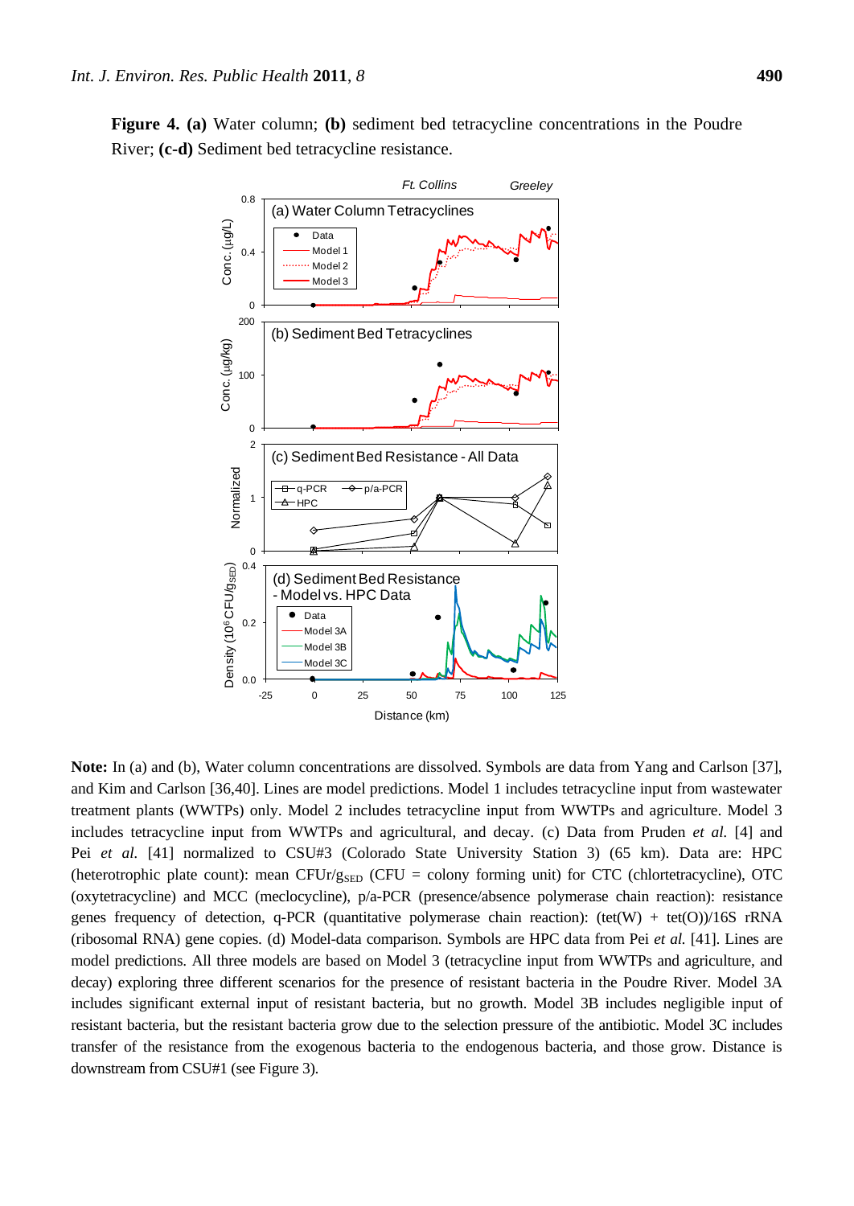**Figure 4.** **(a)** Water column; **(b)** sediment bed tetracycline concentrations in the Poudre River; **(c-d)** Sediment bed tetracycline resistance.

**Note:** In (a) and (b), Water column concentrations are dissolved. Symbols are data from Yang and Carlson [37], and Kim and Carlson [36,40]. Lines are model predictions. Model 1 includes tetracycline input from wastewater treatment plants (WWTPs) only. Model 2 includes tetracycline input from WWTPs and agriculture. Model 3 includes tetracycline input from WWTPs and agricultural, and decay. (c) Data from Pruden *et al.* [4] and Pei *et al.* [41] normalized to CSU#3 (Colorado State University Station 3) (65 km). Data are: HPC (heterotrophic plate count): mean $CFUr/g_{SED}$ (CFU = colony forming unit) for CTC (chlortetracycline), OTC (oxytetracycline) and MCC (meclocycline), p/a-PCR (presence/absence polymerase chain reaction): resistance genes frequency of detection, q-PCR (quantitative polymerase chain reaction): (tet(W) + tet(O))/16S rRNA (ribosomal RNA) gene copies. (d) Model-data comparison. Symbols are HPC data from Pei *et al.* [41]. Lines are model predictions. All three models are based on Model 3 (tetracycline input from WWTPs and agriculture, and decay) exploring three different scenarios for the presence of resistant bacteria in the Poudre River. Model 3A includes significant external input of resistant bacteria, but no growth. Model 3B includes negligible input of resistant bacteria, but the resistant bacteria grow due to the selection pressure of the antibiotic. Model 3C includes transfer of the resistance from the exogenous bacteria to the endogenous bacteria, and those grow. Distance is downstream from CSU#1 (see Figure 3).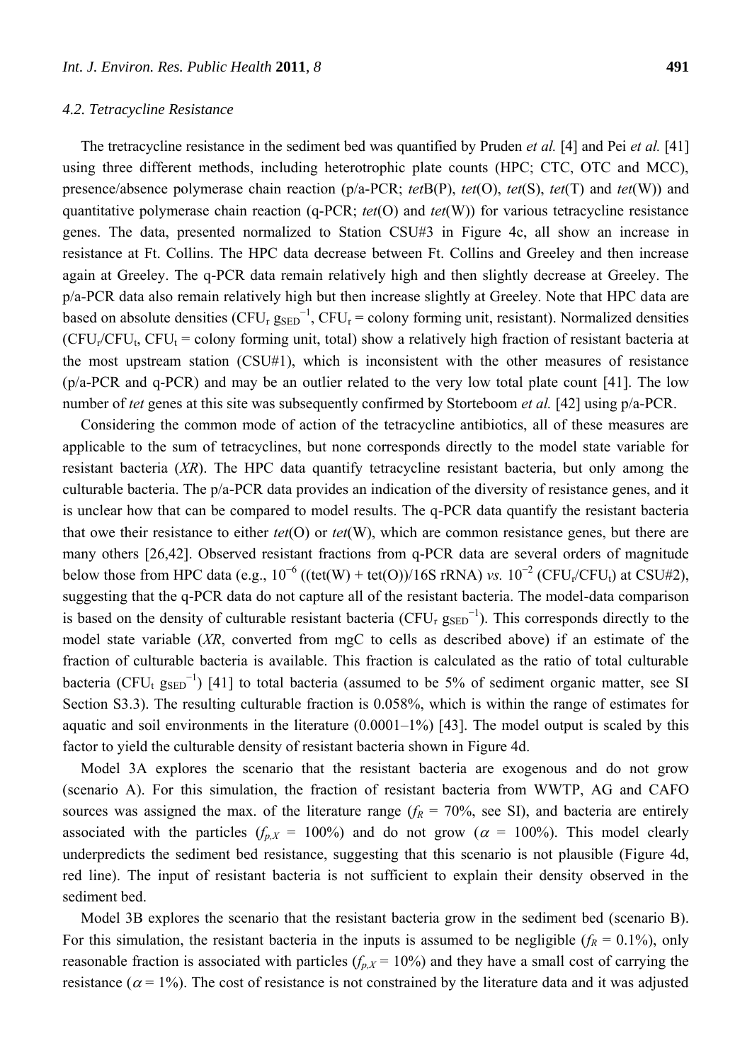### 4.2. Tetracycline Resistance

The tretracycline resistance in the sediment bed was quantified by Pruden *et al.* [4] and Pei *et al.* [41] using three different methods, including heterotrophic plate counts (HPC; CTC, OTC and MCC), presence/absence polymerase chain reaction (p/a-PCR; *tet*B(P), *tet*(O), *tet*(S), *tet*(T) and *tet*(W)) and quantitative polymerase chain reaction (q-PCR; *tet*(O) and *tet*(W)) for various tetracycline resistance genes. The data, presented normalized to Station CSU#3 in Figure 4c, all show an increase in resistance at Ft. Collins. The HPC data decrease between Ft. Collins and Greeley and then increase again at Greeley. The q-PCR data remain relatively high and then slightly decrease at Greeley. The p/a-PCR data also remain relatively high but then increase slightly at Greeley. Note that HPC data are based on absolute densities ($CFU_r\ g_{SED}^{-1}$, $CFU_r$ = colony forming unit, resistant). Normalized densities ($CFU_r/CFU_t$, $CFU_t$ = colony forming unit, total) show a relatively high fraction of resistant bacteria at the most upstream station (CSU#1), which is inconsistent with the other measures of resistance (p/a-PCR and q-PCR) and may be an outlier related to the very low total plate count [41]. The low number of *tet* genes at this site was subsequently confirmed by Storteboom *et al.* [42] using p/a-PCR.

Considering the common mode of action of the tetracycline antibiotics, all of these measures are applicable to the sum of tetracyclines, but none corresponds directly to the model state variable for resistant bacteria (*XR*). The HPC data quantify tetracycline resistant bacteria, but only among the culturable bacteria. The p/a-PCR data provides an indication of the diversity of resistance genes, and it is unclear how that can be compared to model results. The q-PCR data quantify the resistant bacteria that owe their resistance to either *tet*(O) or *tet*(W), which are common resistance genes, but there are many others [26,42]. Observed resistant fractions from q-PCR data are several orders of magnitude below those from HPC data (e.g., $10^{-6}$ ((tet(W) + tet(O))/16S rRNA) *vs.* $10^{-2}$ ($CFU_r/CFU_t$) at CSU#2), suggesting that the q-PCR data do not capture all of the resistant bacteria. The model-data comparison is based on the density of culturable resistant bacteria ($CFU_r\ g_{SED}^{-1}$). This corresponds directly to the model state variable (*XR*, converted from mgC to cells as described above) if an estimate of the fraction of culturable bacteria is available. This fraction is calculated as the ratio of total culturable bacteria ($CFU_t\ g_{SED}^{-1}$) [41] to total bacteria (assumed to be 5% of sediment organic matter, see SI Section S3.3). The resulting culturable fraction is 0.058%, which is within the range of estimates for aquatic and soil environments in the literature (0.0001–1%) [43]. The model output is scaled by this factor to yield the culturable density of resistant bacteria shown in Figure 4d.

Model 3A explores the scenario that the resistant bacteria are exogenous and do not grow (scenario A). For this simulation, the fraction of resistant bacteria from WWTP, AG and CAFO sources was assigned the max. of the literature range ($f_R$ = 70%, see SI), and bacteria are entirely associated with the particles ($f_{p,X}$ = 100%) and do not grow ($\alpha$ = 100%). This model clearly underpredicts the sediment bed resistance, suggesting that this scenario is not plausible (Figure 4d, red line). The input of resistant bacteria is not sufficient to explain their density observed in the sediment bed.

Model 3B explores the scenario that the resistant bacteria grow in the sediment bed (scenario B). For this simulation, the resistant bacteria in the inputs is assumed to be negligible ($f_R$ = 0.1%), only reasonable fraction is associated with particles ($f_{p,X}$ = 10%) and they have a small cost of carrying the resistance ($\alpha$ = 1%). The cost of resistance is not constrained by the literature data and it was adjusted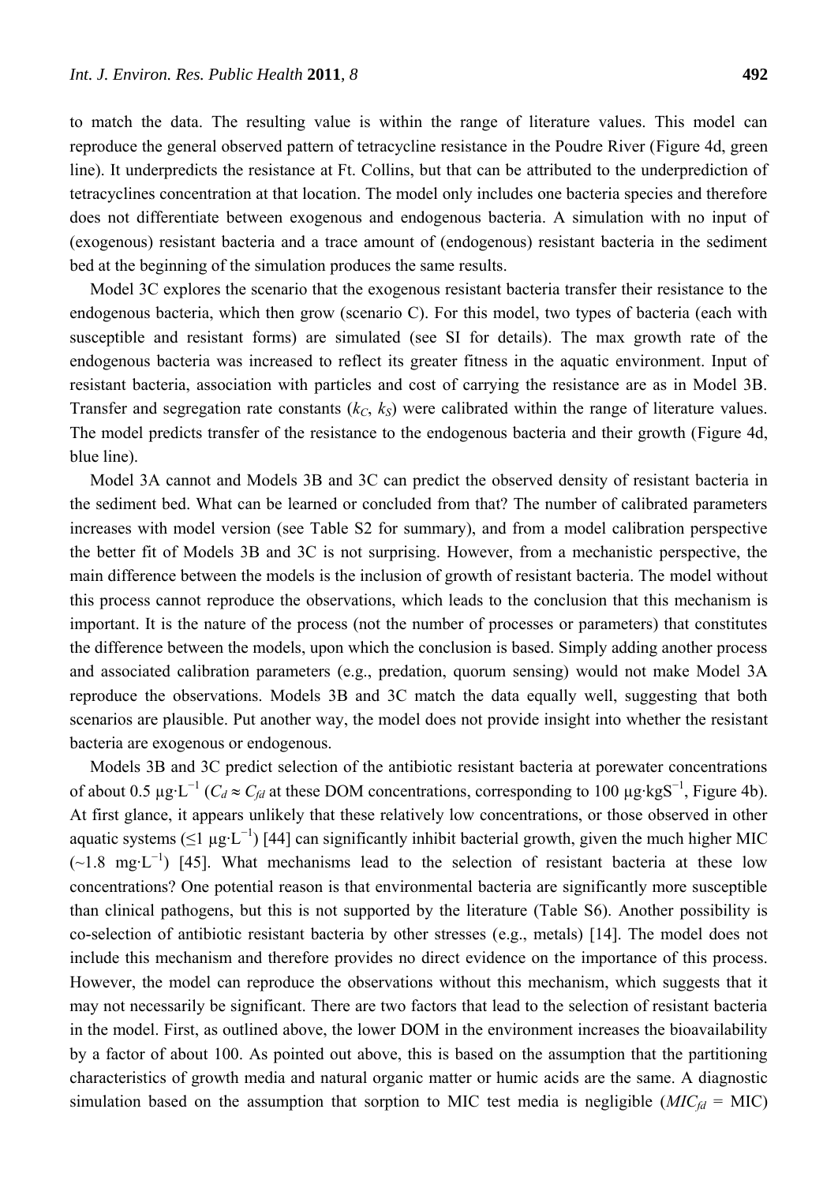to match the data. The resulting value is within the range of literature values. This model can reproduce the general observed pattern of tetracycline resistance in the Poudre River (Figure 4d, green line). It underpredicts the resistance at Ft. Collins, but that can be attributed to the underprediction of tetracyclines concentration at that location. The model only includes one bacteria species and therefore does not differentiate between exogenous and endogenous bacteria. A simulation with no input of (exogenous) resistant bacteria and a trace amount of (endogenous) resistant bacteria in the sediment bed at the beginning of the simulation produces the same results.

Model 3C explores the scenario that the exogenous resistant bacteria transfer their resistance to the endogenous bacteria, which then grow (scenario C). For this model, two types of bacteria (each with susceptible and resistant forms) are simulated (see SI for details). The max growth rate of the endogenous bacteria was increased to reflect its greater fitness in the aquatic environment. Input of resistant bacteria, association with particles and cost of carrying the resistance are as in Model 3B. Transfer and segregation rate constants ($k_C$, $k_S$) were calibrated within the range of literature values. The model predicts transfer of the resistance to the endogenous bacteria and their growth (Figure 4d, blue line).

Model 3A cannot and Models 3B and 3C can predict the observed density of resistant bacteria in the sediment bed. What can be learned or concluded from that? The number of calibrated parameters increases with model version (see Table S2 for summary), and from a model calibration perspective the better fit of Models 3B and 3C is not surprising. However, from a mechanistic perspective, the main difference between the models is the inclusion of growth of resistant bacteria. The model without this process cannot reproduce the observations, which leads to the conclusion that this mechanism is important. It is the nature of the process (not the number of processes or parameters) that constitutes the difference between the models, upon which the conclusion is based. Simply adding another process and associated calibration parameters (e.g., predation, quorum sensing) would not make Model 3A reproduce the observations. Models 3B and 3C match the data equally well, suggesting that both scenarios are plausible. Put another way, the model does not provide insight into whether the resistant bacteria are exogenous or endogenous.

Models 3B and 3C predict selection of the antibiotic resistant bacteria at porewater concentrations of about 0.5 $\mu g \cdot L^{-1}$ ($C_d \approx C_{fd}$ at these DOM concentrations, corresponding to 100 $\mu g \cdot kgS^{-1}$, Figure 4b). At first glance, it appears unlikely that these relatively low concentrations, or those observed in other aquatic systems ($\leq 1$ $\mu g \cdot L^{-1}$) [44] can significantly inhibit bacterial growth, given the much higher MIC (~1.8 $mg \cdot L^{-1}$) [45]. What mechanisms lead to the selection of resistant bacteria at these low concentrations? One potential reason is that environmental bacteria are significantly more susceptible than clinical pathogens, but this is not supported by the literature (Table S6). Another possibility is co-selection of antibiotic resistant bacteria by other stresses (e.g., metals) [14]. The model does not include this mechanism and therefore provides no direct evidence on the importance of this process. However, the model can reproduce the observations without this mechanism, which suggests that it may not necessarily be significant. There are two factors that lead to the selection of resistant bacteria in the model. First, as outlined above, the lower DOM in the environment increases the bioavailability by a factor of about 100. As pointed out above, this is based on the assumption that the partitioning characteristics of growth media and natural organic matter or humic acids are the same. A diagnostic simulation based on the assumption that sorption to MIC test media is negligible ($MIC_{fd}$ = MIC)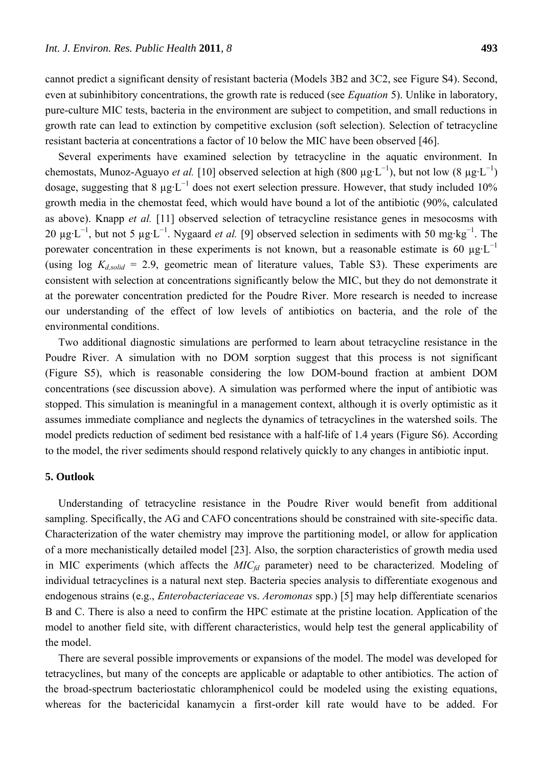cannot predict a significant density of resistant bacteria (Models 3B2 and 3C2, see Figure S4). Second, even at subinhibitory concentrations, the growth rate is reduced (see *Equation* 5). Unlike in laboratory, pure-culture MIC tests, bacteria in the environment are subject to competition, and small reductions in growth rate can lead to extinction by competitive exclusion (soft selection). Selection of tetracycline resistant bacteria at concentrations a factor of 10 below the MIC have been observed [46].

Several experiments have examined selection by tetracycline in the aquatic environment. In chemostats, Munoz-Aguayo *et al.* [10] observed selection at high (800 $\mu g \cdot L^{-1}$), but not low (8 $\mu g \cdot L^{-1}$) dosage, suggesting that 8 $\mu g \cdot L^{-1}$ does not exert selection pressure. However, that study included 10% growth media in the chemostat feed, which would have bound a lot of the antibiotic (90%, calculated as above). Knapp *et al.* [11] observed selection of tetracycline resistance genes in mesocosms with 20 $\mu g \cdot L^{-1}$, but not 5 $\mu g \cdot L^{-1}$. Nygaard *et al.* [9] observed selection in sediments with 50 $mg \cdot kg^{-1}$. The porewater concentration in these experiments is not known, but a reasonable estimate is 60 $\mu g \cdot L^{-1}$ (using log $K_{d,solid}$ = 2.9, geometric mean of literature values, Table S3). These experiments are consistent with selection at concentrations significantly below the MIC, but they do not demonstrate it at the porewater concentration predicted for the Poudre River. More research is needed to increase our understanding of the effect of low levels of antibiotics on bacteria, and the role of the environmental conditions.

Two additional diagnostic simulations are performed to learn about tetracycline resistance in the Poudre River. A simulation with no DOM sorption suggest that this process is not significant (Figure S5), which is reasonable considering the low DOM-bound fraction at ambient DOM concentrations (see discussion above). A simulation was performed where the input of antibiotic was stopped. This simulation is meaningful in a management context, although it is overly optimistic as it assumes immediate compliance and neglects the dynamics of tetracyclines in the watershed soils. The model predicts reduction of sediment bed resistance with a half-life of 1.4 years (Figure S6). According to the model, the river sediments should respond relatively quickly to any changes in antibiotic input.

## 5. Outlook

Understanding of tetracycline resistance in the Poudre River would benefit from additional sampling. Specifically, the AG and CAFO concentrations should be constrained with site-specific data. Characterization of the water chemistry may improve the partitioning model, or allow for application of a more mechanistically detailed model [23]. Also, the sorption characteristics of growth media used in MIC experiments (which affects the $MIC_{fd}$ parameter) need to be characterized. Modeling of individual tetracyclines is a natural next step. Bacteria species analysis to differentiate exogenous and endogenous strains (e.g., *Enterobacteriaceae* vs. *Aeromonas* spp.) [5] may help differentiate scenarios B and C. There is also a need to confirm the HPC estimate at the pristine location. Application of the model to another field site, with different characteristics, would help test the general applicability of the model.

There are several possible improvements or expansions of the model. The model was developed for tetracyclines, but many of the concepts are applicable or adaptable to other antibiotics. The action of the broad-spectrum bacteriostatic chloramphenicol could be modeled using the existing equations, whereas for the bactericidal kanamycin a first-order kill rate would have to be added. For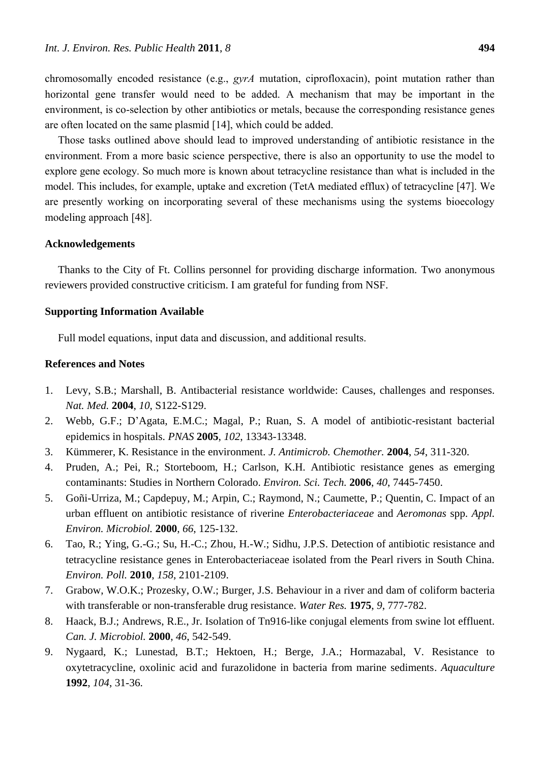chromosomally encoded resistance (e.g., *gyrA* mutation, ciprofloxacin), point mutation rather than horizontal gene transfer would need to be added. A mechanism that may be important in the environment, is co-selection by other antibiotics or metals, because the corresponding resistance genes are often located on the same plasmid [14], which could be added.

Those tasks outlined above should lead to improved understanding of antibiotic resistance in the environment. From a more basic science perspective, there is also an opportunity to use the model to explore gene ecology. So much more is known about tetracycline resistance than what is included in the model. This includes, for example, uptake and excretion (TetA mediated efflux) of tetracycline [47]. We are presently working on incorporating several of these mechanisms using the systems bioecology modeling approach [48].

## Acknowledgements

Thanks to the City of Ft. Collins personnel for providing discharge information. Two anonymous reviewers provided constructive criticism. I am grateful for funding from NSF.

## Supporting Information Available

Full model equations, input data and discussion, and additional results.

## References and Notes

1. Levy, S.B.; Marshall, B. Antibacterial resistance worldwide: Causes, challenges and responses. *Nat. Med.* **2004**, *10*, S122-S129.
2. Webb, G.F.; D'Agata, E.M.C.; Magal, P.; Ruan, S. A model of antibiotic-resistant bacterial epidemics in hospitals. *PNAS* **2005**, *102*, 13343-13348.
3. Kümmerer, K. Resistance in the environment. *J. Antimicrob. Chemother.* **2004**, *54*, 311-320.
4. Pruden, A.; Pei, R.; Storteboom, H.; Carlson, K.H. Antibiotic resistance genes as emerging contaminants: Studies in Northern Colorado. *Environ. Sci. Tech.* **2006**, *40*, 7445-7450.
5. Goñi-Urriza, M.; Capdepuy, M.; Arpin, C.; Raymond, N.; Caumette, P.; Quentin, C. Impact of an urban effluent on antibiotic resistance of riverine *Enterobacteriaceae* and *Aeromonas* spp. *Appl. Environ. Microbiol.* **2000**, *66*, 125-132.
6. Tao, R.; Ying, G.-G.; Su, H.-C.; Zhou, H.-W.; Sidhu, J.P.S. Detection of antibiotic resistance and tetracycline resistance genes in Enterobacteriaceae isolated from the Pearl rivers in South China. *Environ. Poll.* **2010**, *158*, 2101-2109.
7. Grabow, W.O.K.; Prozesky, O.W.; Burger, J.S. Behaviour in a river and dam of coliform bacteria with transferable or non-transferable drug resistance. *Water Res.* **1975**, *9*, 777-782.
8. Haack, B.J.; Andrews, R.E., Jr. Isolation of Tn916-like conjugal elements from swine lot effluent. *Can. J. Microbiol.* **2000**, *46*, 542-549.
9. Nygaard, K.; Lunestad, B.T.; Hektoen, H.; Berge, J.A.; Hormazabal, V. Resistance to oxytetracycline, oxolinic acid and furazolidone in bacteria from marine sediments. *Aquaculture* **1992**, *104*, 31-36.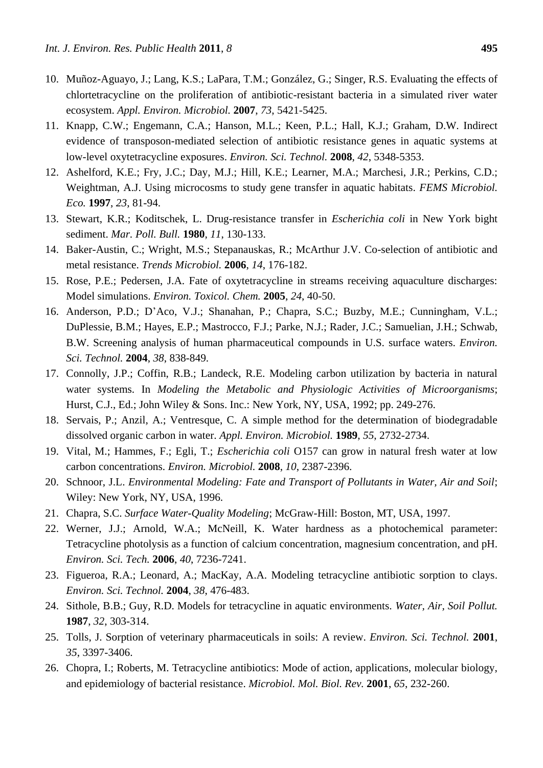10. Muñoz-Aguayo, J.; Lang, K.S.; LaPara, T.M.; González, G.; Singer, R.S. Evaluating the effects of chlortetracycline on the proliferation of antibiotic-resistant bacteria in a simulated river water ecosystem. *Appl. Environ. Microbiol.* **2007**, *73*, 5421-5425.
11. Knapp, C.W.; Engemann, C.A.; Hanson, M.L.; Keen, P.L.; Hall, K.J.; Graham, D.W. Indirect evidence of transposon-mediated selection of antibiotic resistance genes in aquatic systems at low-level oxytetracycline exposures. *Environ. Sci. Technol.* **2008**, *42*, 5348-5353.
12. Ashelford, K.E.; Fry, J.C.; Day, M.J.; Hill, K.E.; Learner, M.A.; Marchesi, J.R.; Perkins, C.D.; Weightman, A.J. Using microcosms to study gene transfer in aquatic habitats. *FEMS Microbiol. Eco.* **1997**, *23*, 81-94.
13. Stewart, K.R.; Koditschek, L. Drug-resistance transfer in *Escherichia coli* in New York bight sediment. *Mar. Poll. Bull.* **1980**, *11*, 130-133.
14. Baker-Austin, C.; Wright, M.S.; Stepanauskas, R.; McArthur J.V. Co-selection of antibiotic and metal resistance. *Trends Microbiol.* **2006**, *14*, 176-182.
15. Rose, P.E.; Pedersen, J.A. Fate of oxytetracycline in streams receiving aquaculture discharges: Model simulations. *Environ. Toxicol. Chem.* **2005**, *24*, 40-50.
16. Anderson, P.D.; D'Aco, V.J.; Shanahan, P.; Chapra, S.C.; Buzby, M.E.; Cunningham, V.L.; DuPlessie, B.M.; Hayes, E.P.; Mastrocco, F.J.; Parke, N.J.; Rader, J.C.; Samuelian, J.H.; Schwab, B.W. Screening analysis of human pharmaceutical compounds in U.S. surface waters. *Environ. Sci. Technol.* **2004**, *38*, 838-849.
17. Connolly, J.P.; Coffin, R.B.; Landeck, R.E. Modeling carbon utilization by bacteria in natural water systems. In *Modeling the Metabolic and Physiologic Activities of Microorganisms*; Hurst, C.J., Ed.; John Wiley & Sons. Inc.: New York, NY, USA, 1992; pp. 249-276.
18. Servais, P.; Anzil, A.; Ventresque, C. A simple method for the determination of biodegradable dissolved organic carbon in water. *Appl. Environ. Microbiol.* **1989**, *55*, 2732-2734.
19. Vital, M.; Hammes, F.; Egli, T.; *Escherichia coli* O157 can grow in natural fresh water at low carbon concentrations. *Environ. Microbiol.* **2008**, *10*, 2387-2396.
20. Schnoor, J.L. *Environmental Modeling: Fate and Transport of Pollutants in Water, Air and Soil*; Wiley: New York, NY, USA, 1996.
21. Chapra, S.C. *Surface Water-Quality Modeling*; McGraw-Hill: Boston, MT, USA, 1997.
22. Werner, J.J.; Arnold, W.A.; McNeill, K. Water hardness as a photochemical parameter: Tetracycline photolysis as a function of calcium concentration, magnesium concentration, and pH. *Environ. Sci. Tech.* **2006**, *40*, 7236-7241.
23. Figueroa, R.A.; Leonard, A.; MacKay, A.A. Modeling tetracycline antibiotic sorption to clays. *Environ. Sci. Technol.* **2004**, *38*, 476-483.
24. Sithole, B.B.; Guy, R.D. Models for tetracycline in aquatic environments. *Water, Air, Soil Pollut.* **1987**, *32*, 303-314.
25. Tolls, J. Sorption of veterinary pharmaceuticals in soils: A review. *Environ. Sci. Technol.* **2001**, *35*, 3397-3406.
26. Chopra, I.; Roberts, M. Tetracycline antibiotics: Mode of action, applications, molecular biology, and epidemiology of bacterial resistance. *Microbiol. Mol. Biol. Rev.* **2001**, *65*, 232-260.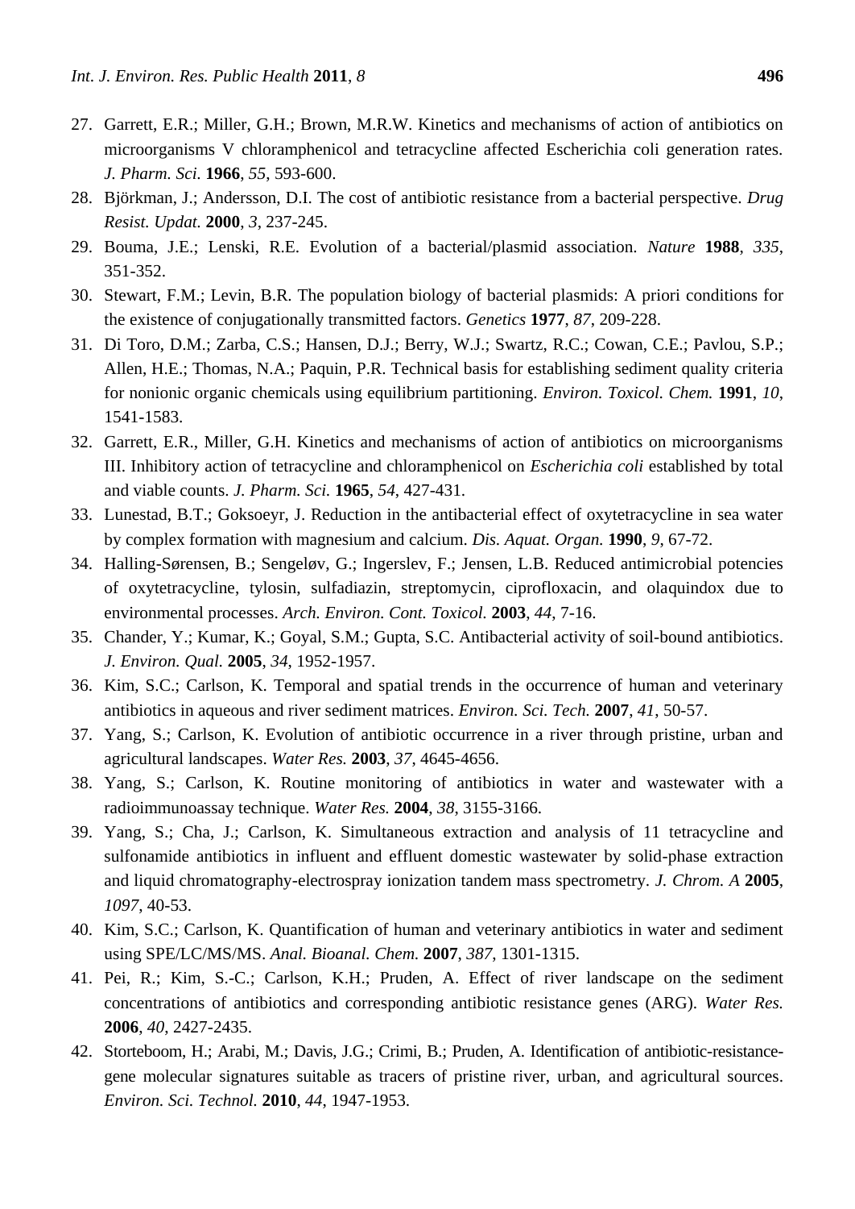27. Garrett, E.R.; Miller, G.H.; Brown, M.R.W. Kinetics and mechanisms of action of antibiotics on microorganisms V chloramphenicol and tetracycline affected Escherichia coli generation rates. *J. Pharm. Sci.* **1966**, *55*, 593-600.
28. Björkman, J.; Andersson, D.I. The cost of antibiotic resistance from a bacterial perspective. *Drug Resist. Updat.* **2000**, *3*, 237-245.
29. Bouma, J.E.; Lenski, R.E. Evolution of a bacterial/plasmid association. *Nature* **1988**, *335*, 351-352.
30. Stewart, F.M.; Levin, B.R. The population biology of bacterial plasmids: A priori conditions for the existence of conjugationally transmitted factors. *Genetics* **1977**, *87*, 209-228.
31. Di Toro, D.M.; Zarba, C.S.; Hansen, D.J.; Berry, W.J.; Swartz, R.C.; Cowan, C.E.; Pavlou, S.P.; Allen, H.E.; Thomas, N.A.; Paquin, P.R. Technical basis for establishing sediment quality criteria for nonionic organic chemicals using equilibrium partitioning. *Environ. Toxicol. Chem.* **1991**, *10*, 1541-1583.
32. Garrett, E.R., Miller, G.H. Kinetics and mechanisms of action of antibiotics on microorganisms III. Inhibitory action of tetracycline and chloramphenicol on *Escherichia coli* established by total and viable counts. *J. Pharm. Sci.* **1965**, *54*, 427-431.
33. Lunestad, B.T.; Goksoeyr, J. Reduction in the antibacterial effect of oxytetracycline in sea water by complex formation with magnesium and calcium. *Dis. Aquat. Organ.* **1990**, *9*, 67-72.
34. Halling-Sørensen, B.; Sengeløv, G.; Ingerslev, F.; Jensen, L.B. Reduced antimicrobial potencies of oxytetracycline, tylosin, sulfadiazin, streptomycin, ciprofloxacin, and olaquindox due to environmental processes. *Arch. Environ. Cont. Toxicol.* **2003**, *44*, 7-16.
35. Chander, Y.; Kumar, K.; Goyal, S.M.; Gupta, S.C. Antibacterial activity of soil-bound antibiotics. *J. Environ. Qual.* **2005**, *34*, 1952-1957.
36. Kim, S.C.; Carlson, K. Temporal and spatial trends in the occurrence of human and veterinary antibiotics in aqueous and river sediment matrices. *Environ. Sci. Tech.* **2007**, *41*, 50-57.
37. Yang, S.; Carlson, K. Evolution of antibiotic occurrence in a river through pristine, urban and agricultural landscapes. *Water Res.* **2003**, *37*, 4645-4656.
38. Yang, S.; Carlson, K. Routine monitoring of antibiotics in water and wastewater with a radioimmunoassay technique. *Water Res.* **2004**, *38*, 3155-3166.
39. Yang, S.; Cha, J.; Carlson, K. Simultaneous extraction and analysis of 11 tetracycline and sulfonamide antibiotics in influent and effluent domestic wastewater by solid-phase extraction and liquid chromatography-electrospray ionization tandem mass spectrometry. *J. Chrom. A* **2005**, *1097*, 40-53.
40. Kim, S.C.; Carlson, K. Quantification of human and veterinary antibiotics in water and sediment using SPE/LC/MS/MS. *Anal. Bioanal. Chem.* **2007**, *387*, 1301-1315.
41. Pei, R.; Kim, S.-C.; Carlson, K.H.; Pruden, A. Effect of river landscape on the sediment concentrations of antibiotics and corresponding antibiotic resistance genes (ARG). *Water Res.* **2006**, *40*, 2427-2435.
42. Storteboom, H.; Arabi, M.; Davis, J.G.; Crimi, B.; Pruden, A. Identification of antibiotic-resistance-gene molecular signatures suitable as tracers of pristine river, urban, and agricultural sources. *Environ. Sci. Technol.* **2010**, *44*, 1947-1953.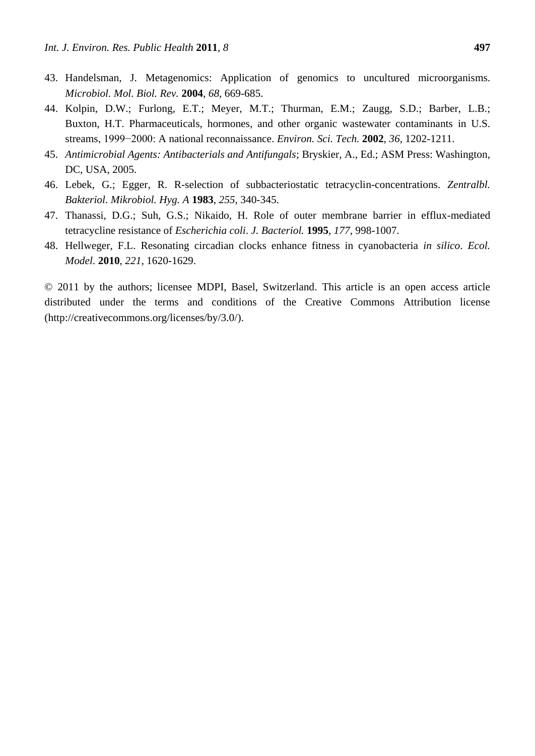43. Handelsman, J. Metagenomics: Application of genomics to uncultured microorganisms. *Microbiol. Mol. Biol. Rev.* **2004**, *68*, 669-685.
44. Kolpin, D.W.; Furlong, E.T.; Meyer, M.T.; Thurman, E.M.; Zaugg, S.D.; Barber, L.B.; Buxton, H.T. Pharmaceuticals, hormones, and other organic wastewater contaminants in U.S. streams, 1999−2000: A national reconnaissance. *Environ. Sci. Tech.* **2002**, *36*, 1202-1211.
45. *Antimicrobial Agents: Antibacterials and Antifungals*; Bryskier, A., Ed.; ASM Press: Washington, DC, USA, 2005.
46. Lebek, G.; Egger, R. R-selection of subbacteriostatic tetracyclin-concentrations. *Zentralbl. Bakteriol. Mikrobiol. Hyg. A* **1983**, *255*, 340-345.
47. Thanassi, D.G.; Suh, G.S.; Nikaido, H. Role of outer membrane barrier in efflux-mediated tetracycline resistance of *Escherichia coli*. *J. Bacteriol.* **1995**, *177*, 998-1007.
48. Hellweger, F.L. Resonating circadian clocks enhance fitness in cyanobacteria *in silico*. *Ecol. Model.* **2010**, *221*, 1620-1629.

© 2011 by the authors; licensee MDPI, Basel, Switzerland. This article is an open access article distributed under the terms and conditions of the Creative Commons Attribution license (http://creativecommons.org/licenses/by/3.0/).